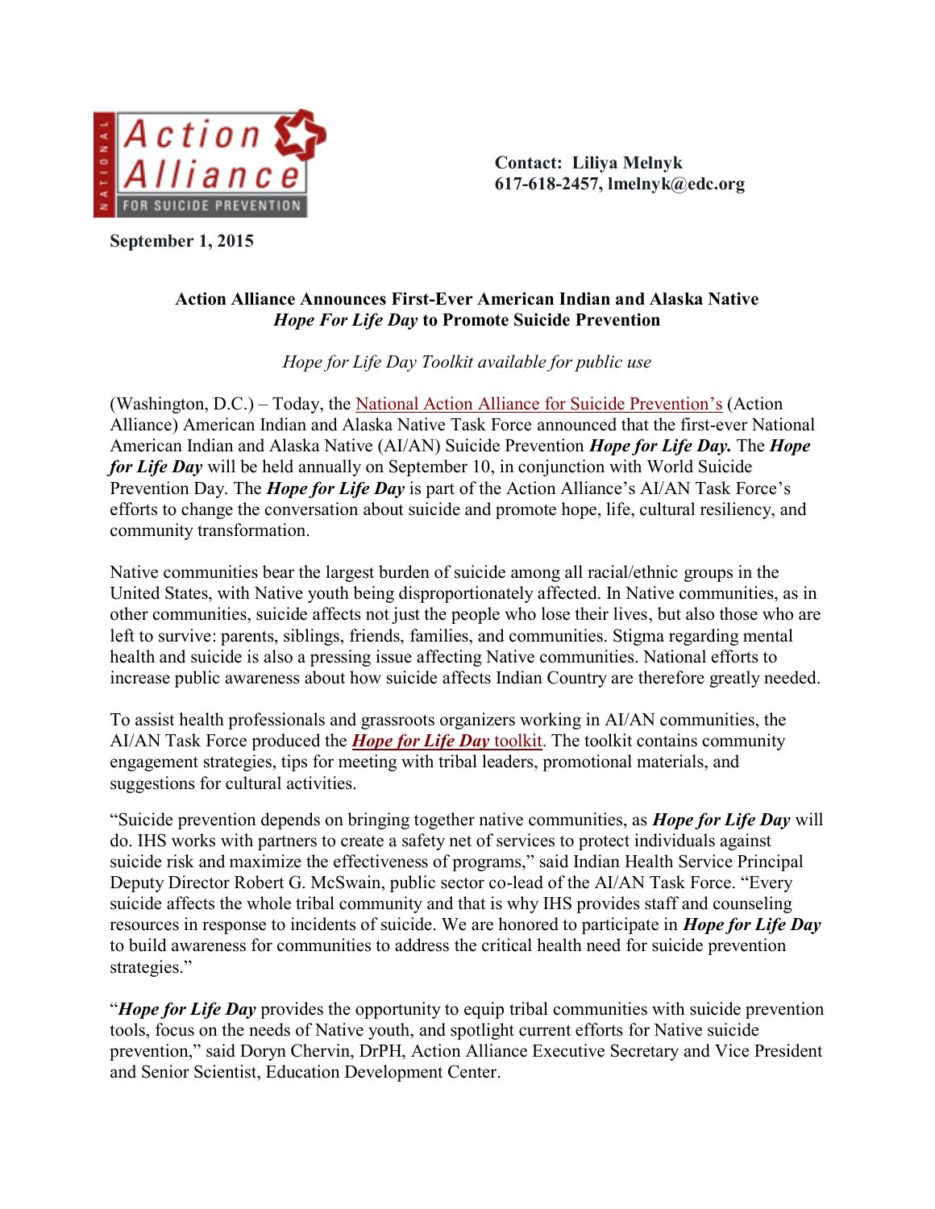Contact: Liliya Melnyk
617-618-2457, lmelnyk@edc.org

September 1, 2015

**Action Alliance Announces First-Ever American Indian and Alaska Native *Hope For Life Day* to Promote Suicide Prevention**

*Hope for Life Day Toolkit available for public use*

(Washington, D.C.) – Today, the National Action Alliance for Suicide Prevention's (Action Alliance) American Indian and Alaska Native Task Force announced that the first-ever National American Indian and Alaska Native (AI/AN) Suicide Prevention ***Hope for Life Day.*** The ***Hope for Life Day*** will be held annually on September 10, in conjunction with World Suicide Prevention Day. The ***Hope for Life Day*** is part of the Action Alliance's AI/AN Task Force's efforts to change the conversation about suicide and promote hope, life, cultural resiliency, and community transformation.

Native communities bear the largest burden of suicide among all racial/ethnic groups in the United States, with Native youth being disproportionately affected. In Native communities, as in other communities, suicide affects not just the people who lose their lives, but also those who are left to survive: parents, siblings, friends, families, and communities. Stigma regarding mental health and suicide is also a pressing issue affecting Native communities. National efforts to increase public awareness about how suicide affects Indian Country are therefore greatly needed.

To assist health professionals and grassroots organizers working in AI/AN communities, the AI/AN Task Force produced the ***Hope for Life Day*** toolkit. The toolkit contains community engagement strategies, tips for meeting with tribal leaders, promotional materials, and suggestions for cultural activities.

"Suicide prevention depends on bringing together native communities, as ***Hope for Life Day*** will do. IHS works with partners to create a safety net of services to protect individuals against suicide risk and maximize the effectiveness of programs," said Indian Health Service Principal Deputy Director Robert G. McSwain, public sector co-lead of the AI/AN Task Force. "Every suicide affects the whole tribal community and that is why IHS provides staff and counseling resources in response to incidents of suicide. We are honored to participate in ***Hope for Life Day*** to build awareness for communities to address the critical health need for suicide prevention strategies."

"***Hope for Life Day*** provides the opportunity to equip tribal communities with suicide prevention tools, focus on the needs of Native youth, and spotlight current efforts for Native suicide prevention," said Doryn Chervin, DrPH, Action Alliance Executive Secretary and Vice President and Senior Scientist, Education Development Center.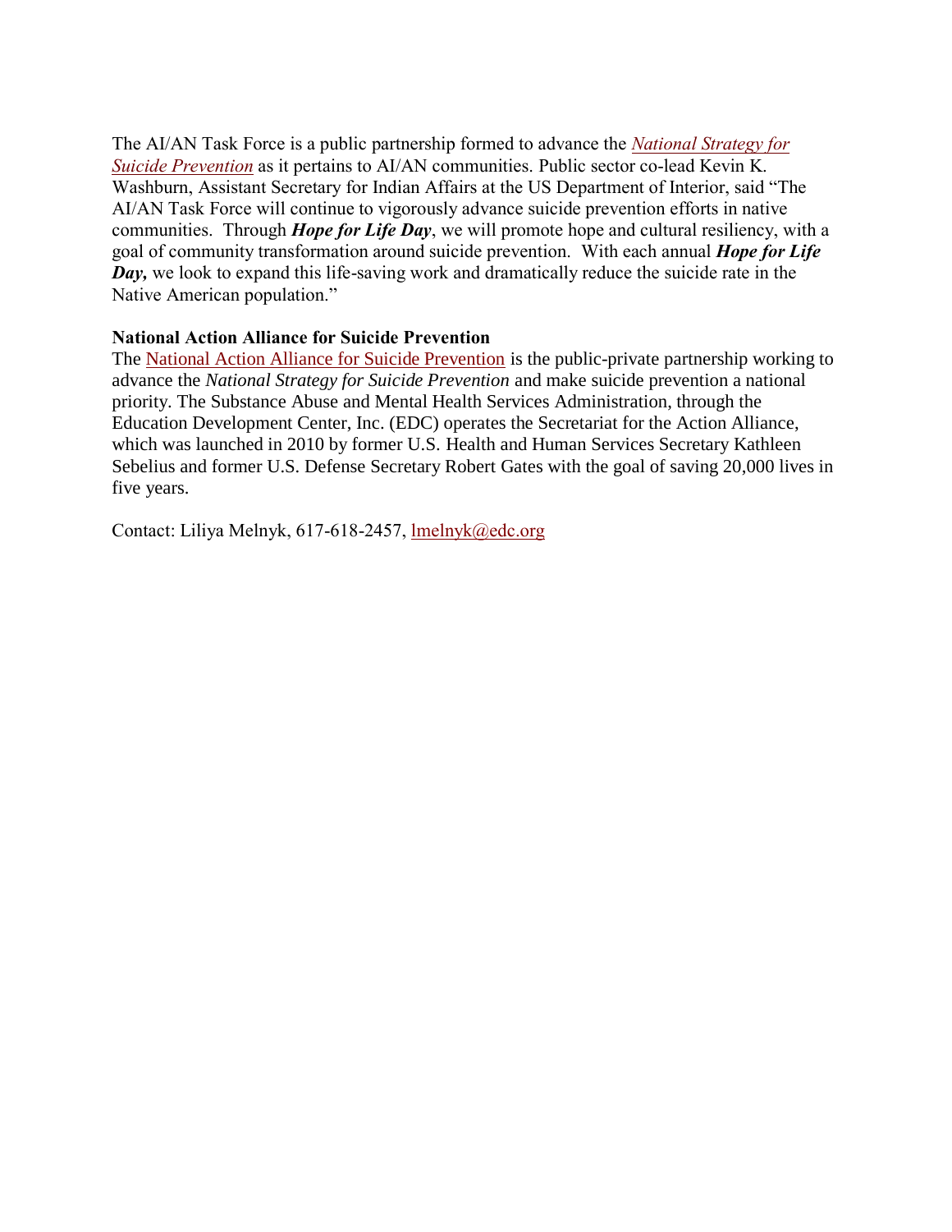The AI/AN Task Force is a public partnership formed to advance the [*National Strategy for Suicide Prevention*]() as it pertains to AI/AN communities. Public sector co-lead Kevin K. Washburn, Assistant Secretary for Indian Affairs at the US Department of Interior, said "The AI/AN Task Force will continue to vigorously advance suicide prevention efforts in native communities. Through ***Hope for Life Day***, we will promote hope and cultural resiliency, with a goal of community transformation around suicide prevention. With each annual ***Hope for Life Day,*** we look to expand this life-saving work and dramatically reduce the suicide rate in the Native American population."

**National Action Alliance for Suicide Prevention**

The [National Action Alliance for Suicide Prevention]() is the public-private partnership working to advance the *National Strategy for Suicide Prevention* and make suicide prevention a national priority. The Substance Abuse and Mental Health Services Administration, through the Education Development Center, Inc. (EDC) operates the Secretariat for the Action Alliance, which was launched in 2010 by former U.S. Health and Human Services Secretary Kathleen Sebelius and former U.S. Defense Secretary Robert Gates with the goal of saving 20,000 lives in five years.

Contact: Liliya Melnyk, 617-618-2457, [lmelnyk@edc.org](mailto:lmelnyk@edc.org)